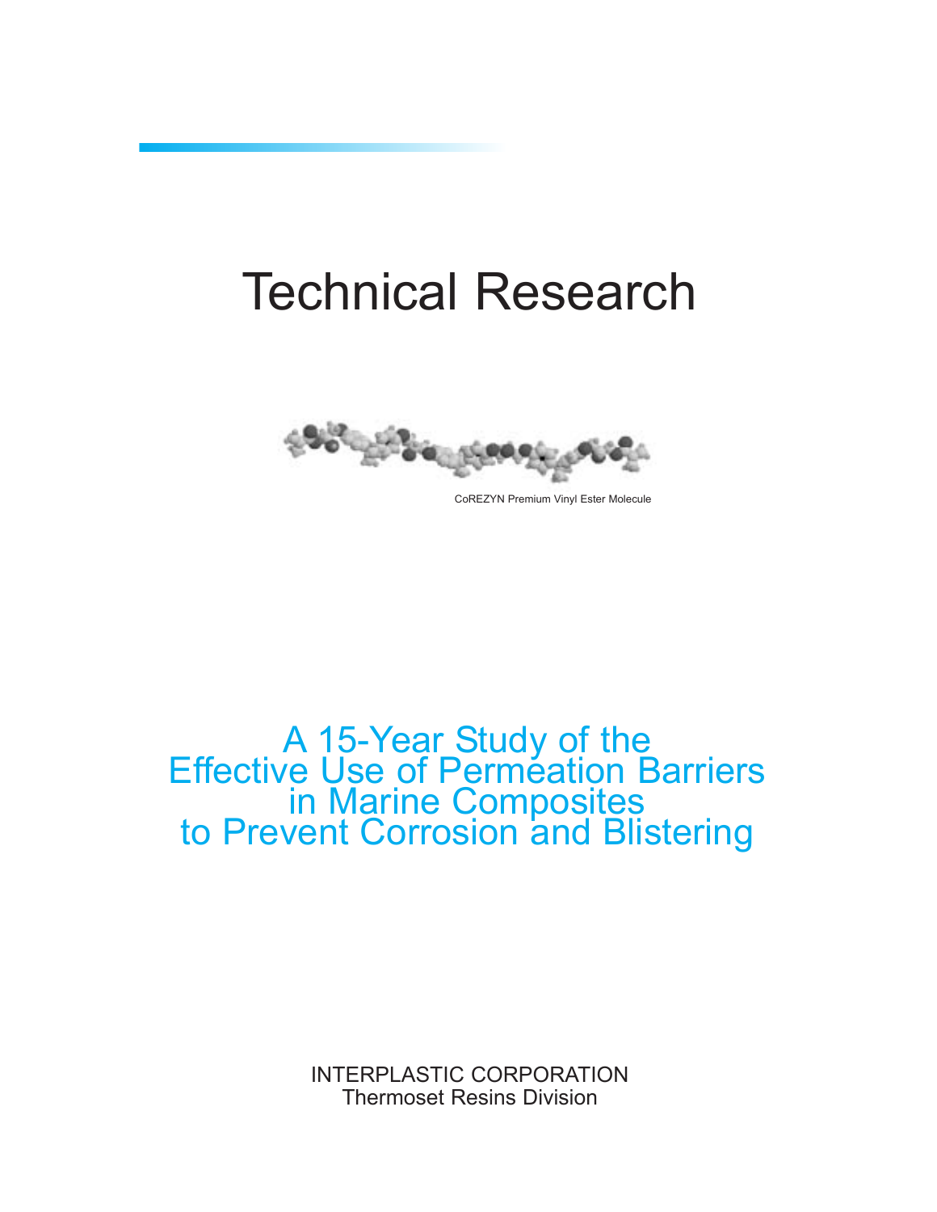# Technical Research

CoREZYN Premium Vinyl Ester Molecule

## A 15-Year Study of the Effective Use of Permeation Barriers in Marine Composites to Prevent Corrosion and Blistering

INTERPLASTIC CORPORATION
Thermoset Resins Division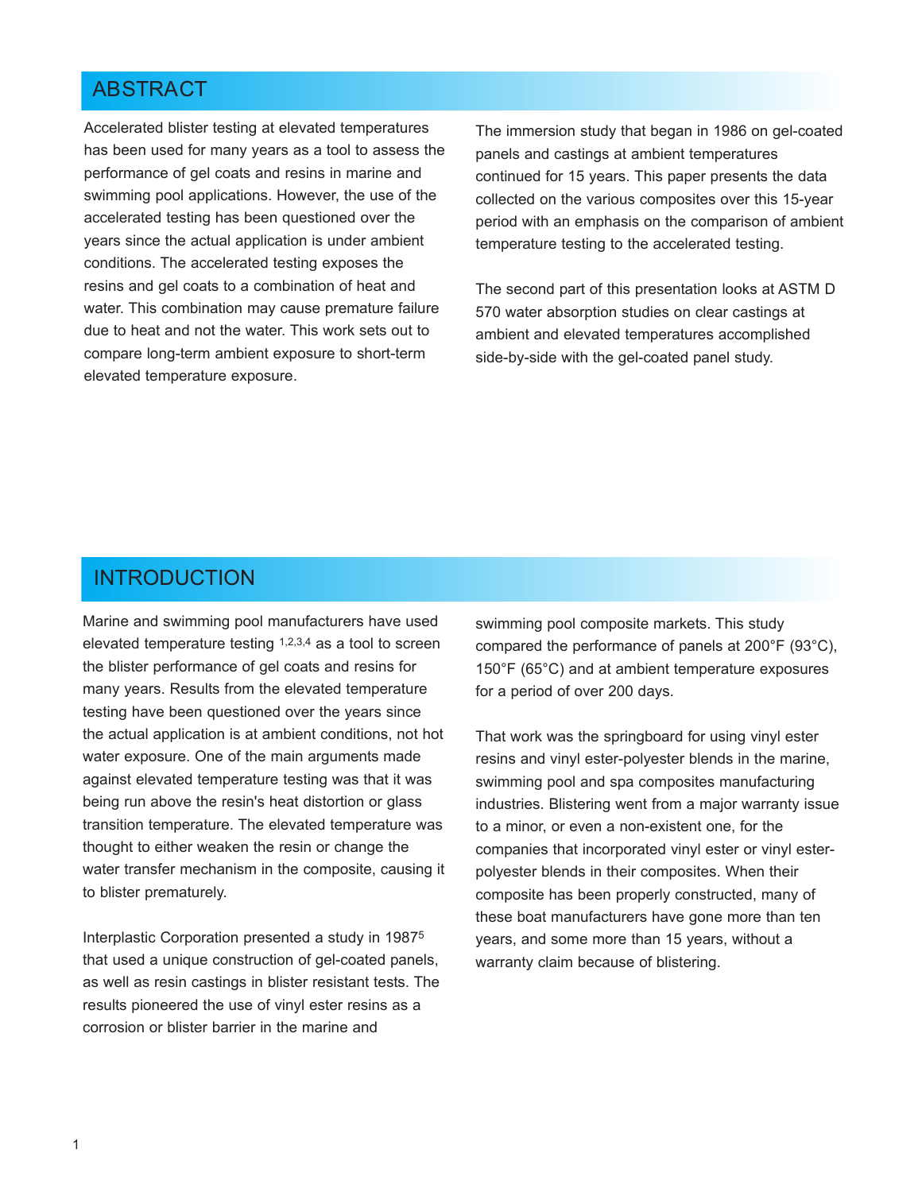## ABSTRACT

Accelerated blister testing at elevated temperatures has been used for many years as a tool to assess the performance of gel coats and resins in marine and swimming pool applications. However, the use of the accelerated testing has been questioned over the years since the actual application is under ambient conditions. The accelerated testing exposes the resins and gel coats to a combination of heat and water. This combination may cause premature failure due to heat and not the water. This work sets out to compare long-term ambient exposure to short-term elevated temperature exposure.

The immersion study that began in 1986 on gel-coated panels and castings at ambient temperatures continued for 15 years. This paper presents the data collected on the various composites over this 15-year period with an emphasis on the comparison of ambient temperature testing to the accelerated testing.

The second part of this presentation looks at ASTM D 570 water absorption studies on clear castings at ambient and elevated temperatures accomplished side-by-side with the gel-coated panel study.

## INTRODUCTION

Marine and swimming pool manufacturers have used elevated temperature testing [1,2,3,4] as a tool to screen the blister performance of gel coats and resins for many years. Results from the elevated temperature testing have been questioned over the years since the actual application is at ambient conditions, not hot water exposure. One of the main arguments made against elevated temperature testing was that it was being run above the resin's heat distortion or glass transition temperature. The elevated temperature was thought to either weaken the resin or change the water transfer mechanism in the composite, causing it to blister prematurely.

Interplastic Corporation presented a study in 1987[5] that used a unique construction of gel-coated panels, as well as resin castings in blister resistant tests. The results pioneered the use of vinyl ester resins as a corrosion or blister barrier in the marine and swimming pool composite markets. This study compared the performance of panels at 200°F (93°C), 150°F (65°C) and at ambient temperature exposures for a period of over 200 days.

That work was the springboard for using vinyl ester resins and vinyl ester-polyester blends in the marine, swimming pool and spa composites manufacturing industries. Blistering went from a major warranty issue to a minor, or even a non-existent one, for the companies that incorporated vinyl ester or vinyl ester-polyester blends in their composites. When their composite has been properly constructed, many of these boat manufacturers have gone more than ten years, and some more than 15 years, without a warranty claim because of blistering.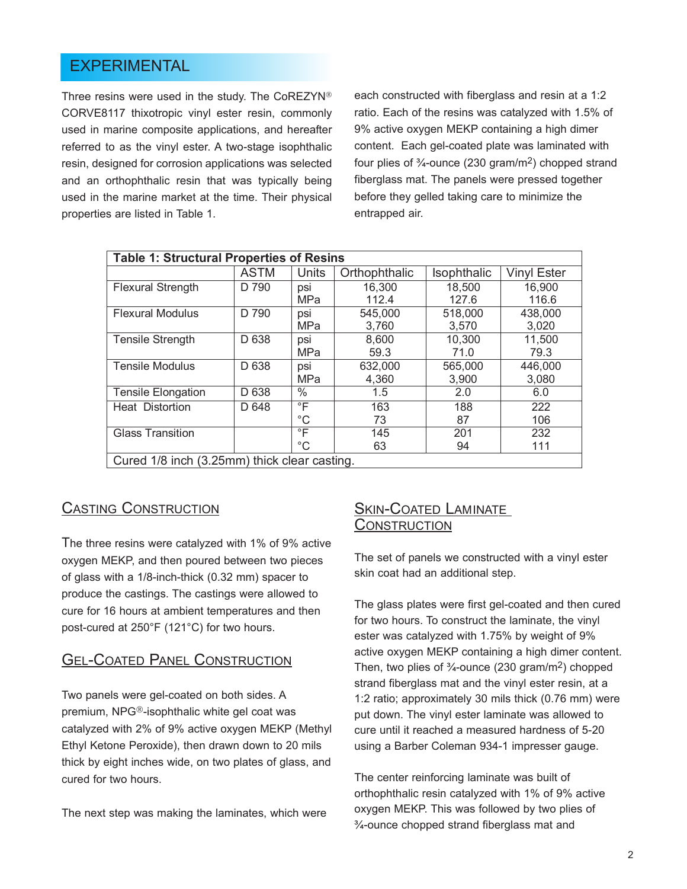## EXPERIMENTAL

Three resins were used in the study. The CoREZYN® CORVE8117 thixotropic vinyl ester resin, commonly used in marine composite applications, and hereafter referred to as the vinyl ester. A two-stage isophthalic resin, designed for corrosion applications was selected and an orthophthalic resin that was typically being used in the marine market at the time. Their physical properties are listed in Table 1.

| Table 1: Structural Properties of Resins | | | | | |
|---|---|---|---|---|---|
| | ASTM | Units | Orthophthalic | Isophthalic | Vinyl Ester |
| Flexural Strength | D 790 | psi<br>MPa | 16,300<br>112.4 | 18,500<br>127.6 | 16,900<br>116.6 |
| Flexural Modulus | D 790 | psi<br>MPa | 545,000<br>3,760 | 518,000<br>3,570 | 438,000<br>3,020 |
| Tensile Strength | D 638 | psi<br>MPa | 8,600<br>59.3 | 10,300<br>71.0 | 11,500<br>79.3 |
| Tensile Modulus | D 638 | psi<br>MPa | 632,000<br>4,360 | 565,000<br>3,900 | 446,000<br>3,080 |
| Tensile Elongation | D 638 | % | 1.5 | 2.0 | 6.0 |
| Heat Distortion | D 648 | °F<br>°C | 163<br>73 | 188<br>87 | 222<br>106 |
| Glass Transition | | °F<br>°C | 145<br>63 | 201<br>94 | 232<br>111 |
| Cured 1/8 inch (3.25mm) thick clear casting. | | | | | |

### Casting Construction

The three resins were catalyzed with 1% of 9% active oxygen MEKP, and then poured between two pieces of glass with a 1/8-inch-thick (0.32 mm) spacer to produce the castings. The castings were allowed to cure for 16 hours at ambient temperatures and then post-cured at 250°F (121°C) for two hours.

### Gel-Coated Panel Construction

Two panels were gel-coated on both sides. A premium, NPG®-isophthalic white gel coat was catalyzed with 2% of 9% active oxygen MEKP (Methyl Ethyl Ketone Peroxide), then drawn down to 20 mils thick by eight inches wide, on two plates of glass, and cured for two hours.

The next step was making the laminates, which were each constructed with fiberglass and resin at a 1:2 ratio. Each of the resins was catalyzed with 1.5% of 9% active oxygen MEKP containing a high dimer content. Each gel-coated plate was laminated with four plies of ¾-ounce (230 gram/m$^2$) chopped strand fiberglass mat. The panels were pressed together before they gelled taking care to minimize the entrapped air.

### Skin-Coated Laminate Construction

The set of panels we constructed with a vinyl ester skin coat had an additional step.

The glass plates were first gel-coated and then cured for two hours. To construct the laminate, the vinyl ester was catalyzed with 1.75% by weight of 9% active oxygen MEKP containing a high dimer content. Then, two plies of ¾-ounce (230 gram/m$^2$) chopped strand fiberglass mat and the vinyl ester resin, at a 1:2 ratio; approximately 30 mils thick (0.76 mm) were put down. The vinyl ester laminate was allowed to cure until it reached a measured hardness of 5-20 using a Barber Coleman 934-1 impresser gauge.

The center reinforcing laminate was built of orthophthalic resin catalyzed with 1% of 9% active oxygen MEKP. This was followed by two plies of ¾-ounce chopped strand fiberglass mat and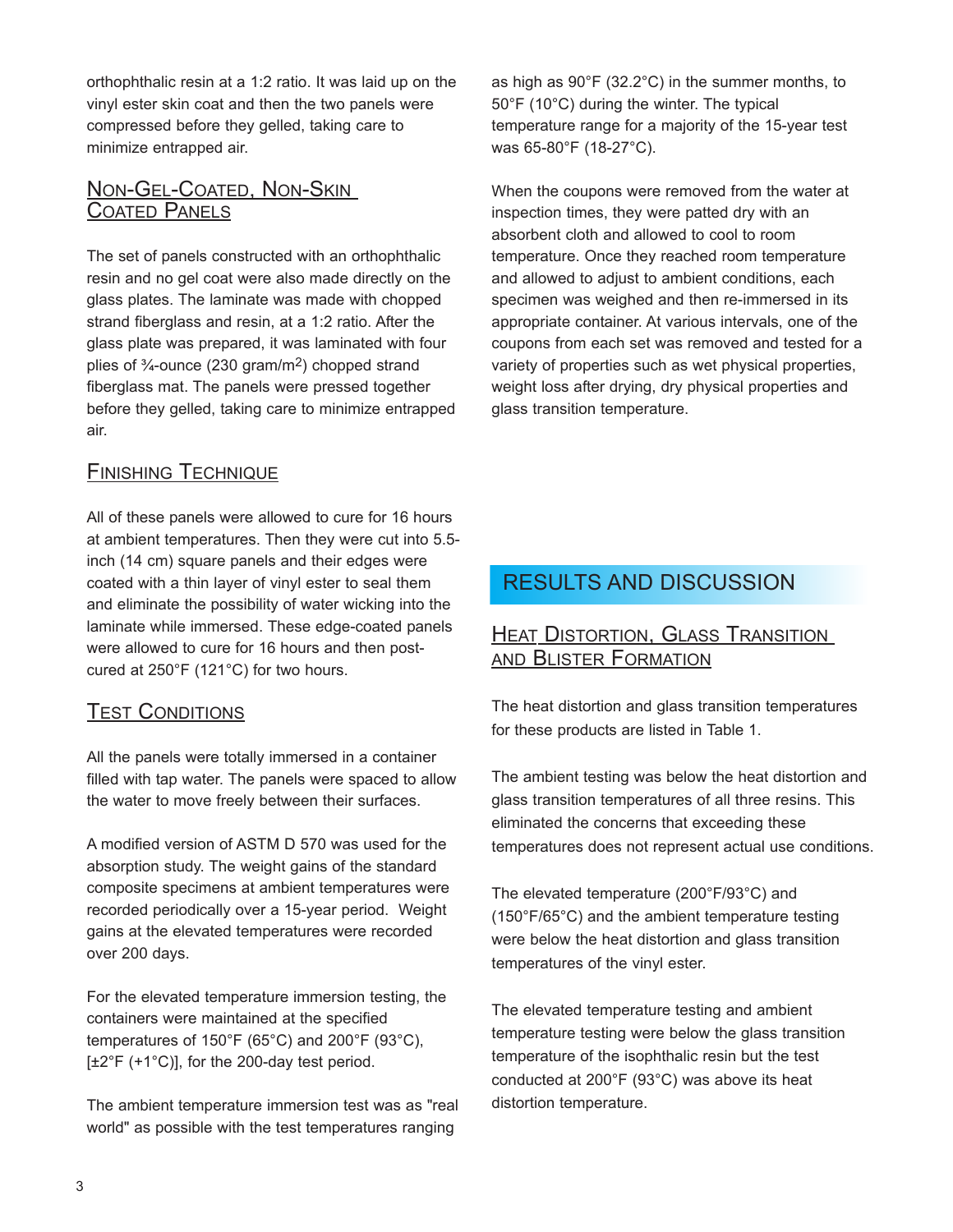orthophthalic resin at a 1:2 ratio. It was laid up on the vinyl ester skin coat and then the two panels were compressed before they gelled, taking care to minimize entrapped air.

### Non-Gel-Coated, Non-Skin Coated Panels

The set of panels constructed with an orthophthalic resin and no gel coat were also made directly on the glass plates. The laminate was made with chopped strand fiberglass and resin, at a 1:2 ratio. After the glass plate was prepared, it was laminated with four plies of ¾-ounce (230 gram/m$^2$) chopped strand fiberglass mat. The panels were pressed together before they gelled, taking care to minimize entrapped air.

### Finishing Technique

All of these panels were allowed to cure for 16 hours at ambient temperatures. Then they were cut into 5.5-inch (14 cm) square panels and their edges were coated with a thin layer of vinyl ester to seal them and eliminate the possibility of water wicking into the laminate while immersed. These edge-coated panels were allowed to cure for 16 hours and then post-cured at 250°F (121°C) for two hours.

### Test Conditions

All the panels were totally immersed in a container filled with tap water. The panels were spaced to allow the water to move freely between their surfaces.

A modified version of ASTM D 570 was used for the absorption study. The weight gains of the standard composite specimens at ambient temperatures were recorded periodically over a 15-year period. Weight gains at the elevated temperatures were recorded over 200 days.

For the elevated temperature immersion testing, the containers were maintained at the specified temperatures of 150°F (65°C) and 200°F (93°C), [±2°F (+1°C)], for the 200-day test period.

The ambient temperature immersion test was as "real world" as possible with the test temperatures ranging as high as 90°F (32.2°C) in the summer months, to 50°F (10°C) during the winter. The typical temperature range for a majority of the 15-year test was 65-80°F (18-27°C).

When the coupons were removed from the water at inspection times, they were patted dry with an absorbent cloth and allowed to cool to room temperature. Once they reached room temperature and allowed to adjust to ambient conditions, each specimen was weighed and then re-immersed in its appropriate container. At various intervals, one of the coupons from each set was removed and tested for a variety of properties such as wet physical properties, weight loss after drying, dry physical properties and glass transition temperature.

## RESULTS AND DISCUSSION

### Heat Distortion, Glass Transition and Blister Formation

The heat distortion and glass transition temperatures for these products are listed in Table 1.

The ambient testing was below the heat distortion and glass transition temperatures of all three resins. This eliminated the concerns that exceeding these temperatures does not represent actual use conditions.

The elevated temperature (200°F/93°C) and (150°F/65°C) and the ambient temperature testing were below the heat distortion and glass transition temperatures of the vinyl ester.

The elevated temperature testing and ambient temperature testing were below the glass transition temperature of the isophthalic resin but the test conducted at 200°F (93°C) was above its heat distortion temperature.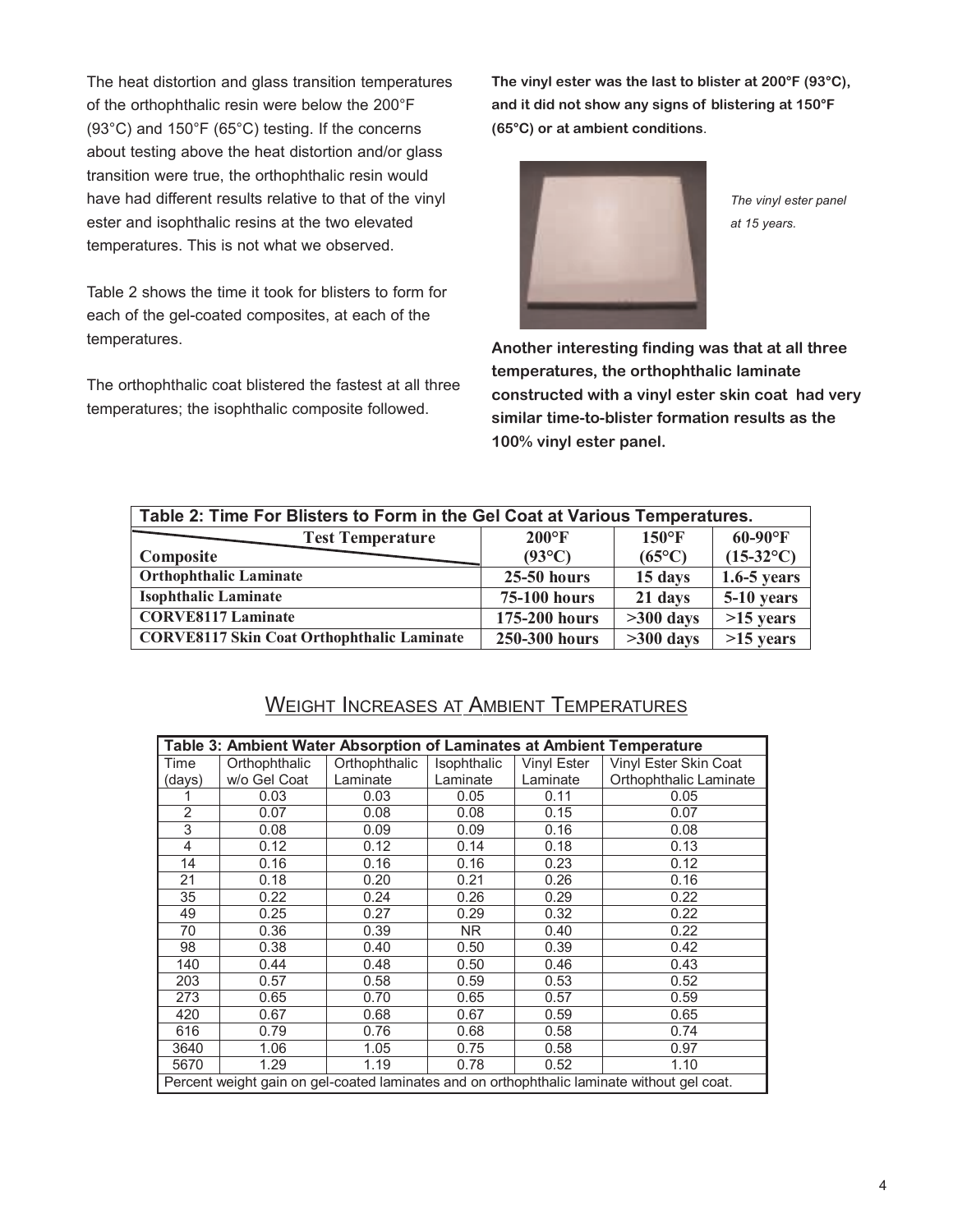The heat distortion and glass transition temperatures of the orthophthalic resin were below the 200°F (93°C) and 150°F (65°C) testing. If the concerns about testing above the heat distortion and/or glass transition were true, the orthophthalic resin would have had different results relative to that of the vinyl ester and isophthalic resins at the two elevated temperatures. This is not what we observed.

Table 2 shows the time it took for blisters to form for each of the gel-coated composites, at each of the temperatures.

The orthophthalic coat blistered the fastest at all three temperatures; the isophthalic composite followed.

**The vinyl ester was the last to blister at 200°F (93°C), and it did not show any signs of blistering at 150°F (65°C) or at ambient conditions**.

*The vinyl ester panel at 15 years.*

**Another interesting finding was that at all three temperatures, the orthophthalic laminate constructed with a vinyl ester skin coat had very similar time-to-blister formation results as the 100% vinyl ester panel.**

**Table 2: Time For Blisters to Form in the Gel Coat at Various Temperatures.**

| Composite \ Test Temperature | 200°F (93°C) | 150°F (65°C) | 60-90°F (15-32°C) |
|---|---|---|---|
| Orthophthalic Laminate | 25-50 hours | 15 days | 1.6-5 years |
| Isophthalic Laminate | 75-100 hours | 21 days | 5-10 years |
| CORVE8117 Laminate | 175-200 hours | >300 days | >15 years |
| CORVE8117 Skin Coat Orthophthalic Laminate | 250-300 hours | >300 days | >15 years |

## Weight Increases at Ambient Temperatures

**Table 3: Ambient Water Absorption of Laminates at Ambient Temperature**

| Time (days) | Orthophthalic w/o Gel Coat | Orthophthalic Laminate | Isophthalic Laminate | Vinyl Ester Laminate | Vinyl Ester Skin Coat Orthophthalic Laminate |
|---|---|---|---|---|---|
| 1 | 0.03 | 0.03 | 0.05 | 0.11 | 0.05 |
| 2 | 0.07 | 0.08 | 0.08 | 0.15 | 0.07 |
| 3 | 0.08 | 0.09 | 0.09 | 0.16 | 0.08 |
| 4 | 0.12 | 0.12 | 0.14 | 0.18 | 0.13 |
| 14 | 0.16 | 0.16 | 0.16 | 0.23 | 0.12 |
| 21 | 0.18 | 0.20 | 0.21 | 0.26 | 0.16 |
| 35 | 0.22 | 0.24 | 0.26 | 0.29 | 0.22 |
| 49 | 0.25 | 0.27 | 0.29 | 0.32 | 0.22 |
| 70 | 0.36 | 0.39 | NR | 0.40 | 0.22 |
| 98 | 0.38 | 0.40 | 0.50 | 0.39 | 0.42 |
| 140 | 0.44 | 0.48 | 0.50 | 0.46 | 0.43 |
| 203 | 0.57 | 0.58 | 0.59 | 0.53 | 0.52 |
| 273 | 0.65 | 0.70 | 0.65 | 0.57 | 0.59 |
| 420 | 0.67 | 0.68 | 0.67 | 0.59 | 0.65 |
| 616 | 0.79 | 0.76 | 0.68 | 0.58 | 0.74 |
| 3640 | 1.06 | 1.05 | 0.75 | 0.58 | 0.97 |
| 5670 | 1.29 | 1.19 | 0.78 | 0.52 | 1.10 |

Percent weight gain on gel-coated laminates and on orthophthalic laminate without gel coat.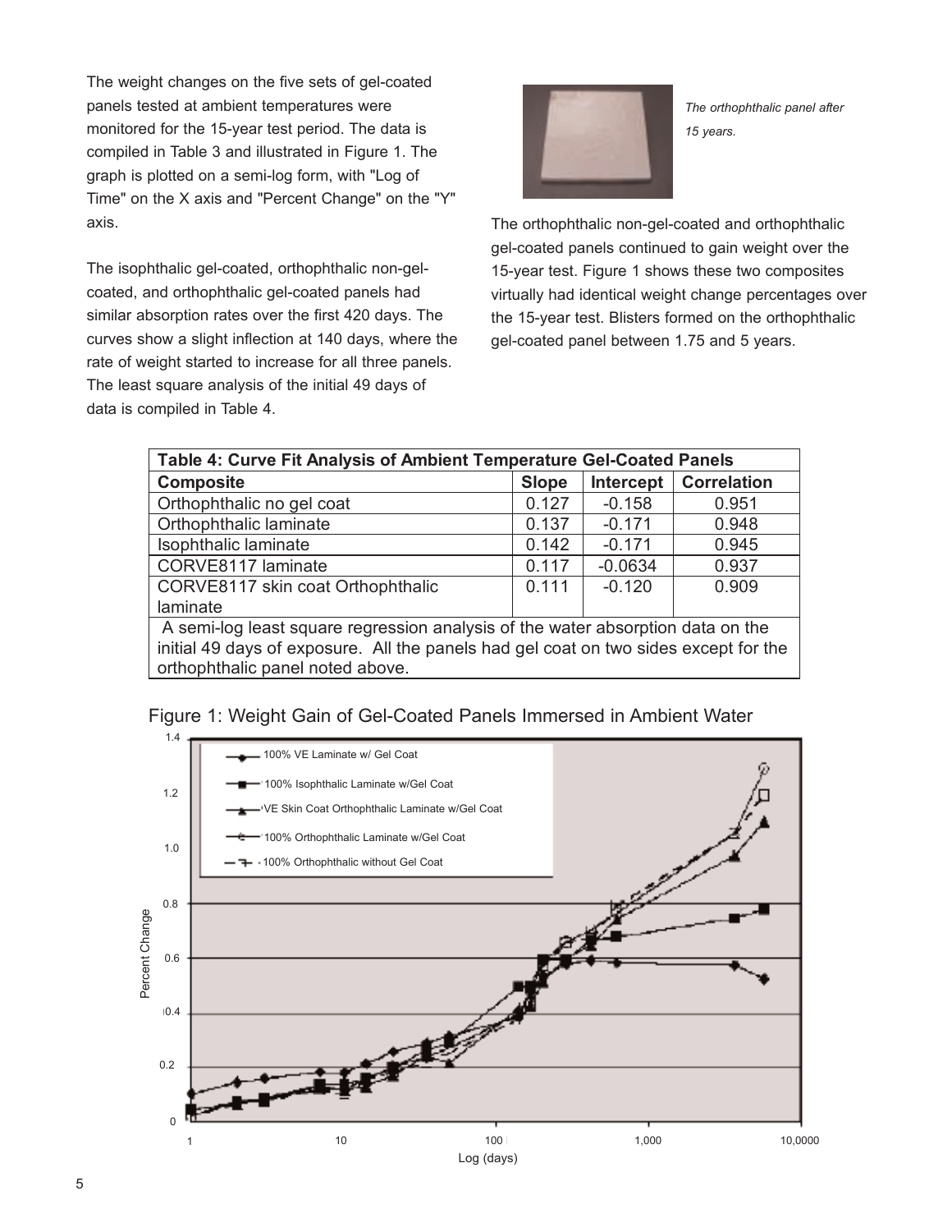The weight changes on the five sets of gel-coated panels tested at ambient temperatures were monitored for the 15-year test period. The data is compiled in Table 3 and illustrated in Figure 1. The graph is plotted on a semi-log form, with "Log of Time" on the X axis and "Percent Change" on the "Y" axis.

The isophthalic gel-coated, orthophthalic non-gel-coated, and orthophthalic gel-coated panels had similar absorption rates over the first 420 days. The curves show a slight inflection at 140 days, where the rate of weight started to increase for all three panels. The least square analysis of the initial 49 days of data is compiled in Table 4.

*The orthophthalic panel after 15 years.*

The orthophthalic non-gel-coated and orthophthalic gel-coated panels continued to gain weight over the 15-year test. Figure 1 shows these two composites virtually had identical weight change percentages over the 15-year test. Blisters formed on the orthophthalic gel-coated panel between 1.75 and 5 years.

**Table 4: Curve Fit Analysis of Ambient Temperature Gel-Coated Panels**

| Composite | Slope | Intercept | Correlation |
|---|---|---|---|
| Orthophthalic no gel coat | 0.127 | -0.158 | 0.951 |
| Orthophthalic laminate | 0.137 | -0.171 | 0.948 |
| Isophthalic laminate | 0.142 | -0.171 | 0.945 |
| CORVE8117 laminate | 0.117 | -0.0634 | 0.937 |
| CORVE8117 skin coat Orthophthalic laminate | 0.111 | -0.120 | 0.909 |

A semi-log least square regression analysis of the water absorption data on the initial 49 days of exposure. All the panels had gel coat on two sides except for the orthophthalic panel noted above.

Figure 1: Weight Gain of Gel-Coated Panels Immersed in Ambient Water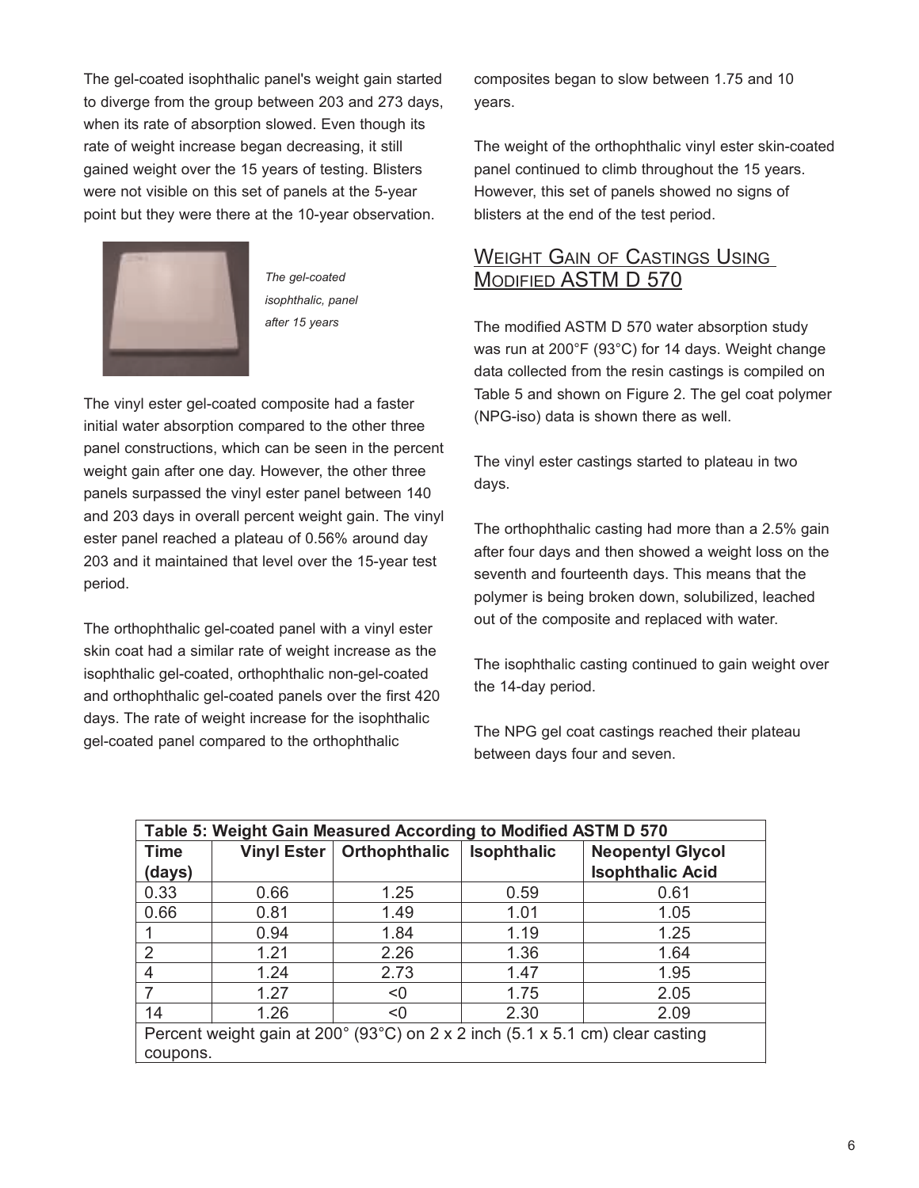The gel-coated isophthalic panel's weight gain started to diverge from the group between 203 and 273 days, when its rate of absorption slowed. Even though its rate of weight increase began decreasing, it still gained weight over the 15 years of testing. Blisters were not visible on this set of panels at the 5-year point but they were there at the 10-year observation.

*The gel-coated isophthalic, panel after 15 years*

The vinyl ester gel-coated composite had a faster initial water absorption compared to the other three panel constructions, which can be seen in the percent weight gain after one day. However, the other three panels surpassed the vinyl ester panel between 140 and 203 days in overall percent weight gain. The vinyl ester panel reached a plateau of 0.56% around day 203 and it maintained that level over the 15-year test period.

The orthophthalic gel-coated panel with a vinyl ester skin coat had a similar rate of weight increase as the isophthalic gel-coated, orthophthalic non-gel-coated and orthophthalic gel-coated panels over the first 420 days. The rate of weight increase for the isophthalic gel-coated panel compared to the orthophthalic composites began to slow between 1.75 and 10 years.

The weight of the orthophthalic vinyl ester skin-coated panel continued to climb throughout the 15 years. However, this set of panels showed no signs of blisters at the end of the test period.

## Weight Gain of Castings Using Modified ASTM D 570

The modified ASTM D 570 water absorption study was run at 200°F (93°C) for 14 days. Weight change data collected from the resin castings is compiled on Table 5 and shown on Figure 2. The gel coat polymer (NPG-iso) data is shown there as well.

The vinyl ester castings started to plateau in two days.

The orthophthalic casting had more than a 2.5% gain after four days and then showed a weight loss on the seventh and fourteenth days. This means that the polymer is being broken down, solubilized, leached out of the composite and replaced with water.

The isophthalic casting continued to gain weight over the 14-day period.

The NPG gel coat castings reached their plateau between days four and seven.

**Table 5: Weight Gain Measured According to Modified ASTM D 570**

| Time (days) | Vinyl Ester | Orthophthalic | Isophthalic | Neopentyl Glycol Isophthalic Acid |
|---|---|---|---|---|
| 0.33 | 0.66 | 1.25 | 0.59 | 0.61 |
| 0.66 | 0.81 | 1.49 | 1.01 | 1.05 |
| 1 | 0.94 | 1.84 | 1.19 | 1.25 |
| 2 | 1.21 | 2.26 | 1.36 | 1.64 |
| 4 | 1.24 | 2.73 | 1.47 | 1.95 |
| 7 | 1.27 | <0 | 1.75 | 2.05 |
| 14 | 1.26 | <0 | 2.30 | 2.09 |

Percent weight gain at 200° (93°C) on 2 x 2 inch (5.1 x 5.1 cm) clear casting coupons.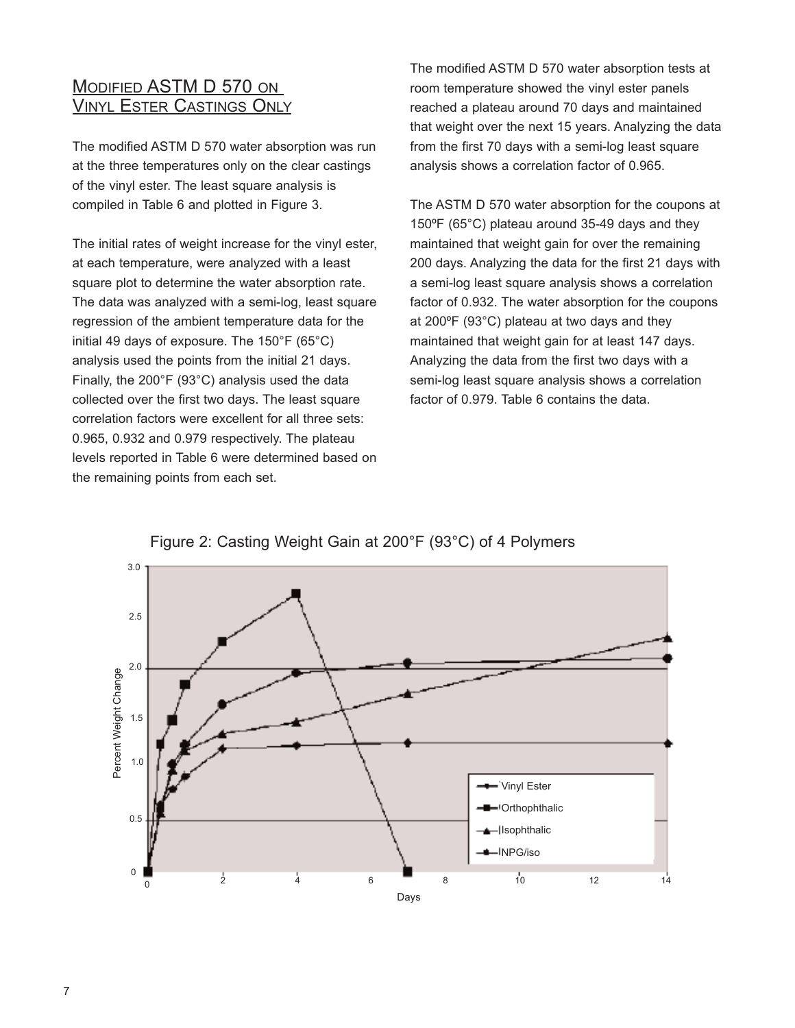## Modified ASTM D 570 on Vinyl Ester Castings Only

The modified ASTM D 570 water absorption was run at the three temperatures only on the clear castings of the vinyl ester. The least square analysis is compiled in Table 6 and plotted in Figure 3.

The initial rates of weight increase for the vinyl ester, at each temperature, were analyzed with a least square plot to determine the water absorption rate. The data was analyzed with a semi-log, least square regression of the ambient temperature data for the initial 49 days of exposure. The 150°F (65°C) analysis used the points from the initial 21 days. Finally, the 200°F (93°C) analysis used the data collected over the first two days. The least square correlation factors were excellent for all three sets: 0.965, 0.932 and 0.979 respectively. The plateau levels reported in Table 6 were determined based on the remaining points from each set.

The modified ASTM D 570 water absorption tests at room temperature showed the vinyl ester panels reached a plateau around 70 days and maintained that weight over the next 15 years. Analyzing the data from the first 70 days with a semi-log least square analysis shows a correlation factor of 0.965.

The ASTM D 570 water absorption for the coupons at 150ºF (65°C) plateau around 35-49 days and they maintained that weight gain for over the remaining 200 days. Analyzing the data for the first 21 days with a semi-log least square analysis shows a correlation factor of 0.932. The water absorption for the coupons at 200ºF (93°C) plateau at two days and they maintained that weight gain for at least 147 days. Analyzing the data from the first two days with a semi-log least square analysis shows a correlation factor of 0.979. Table 6 contains the data.

Figure 2: Casting Weight Gain at 200°F (93°C) of 4 Polymers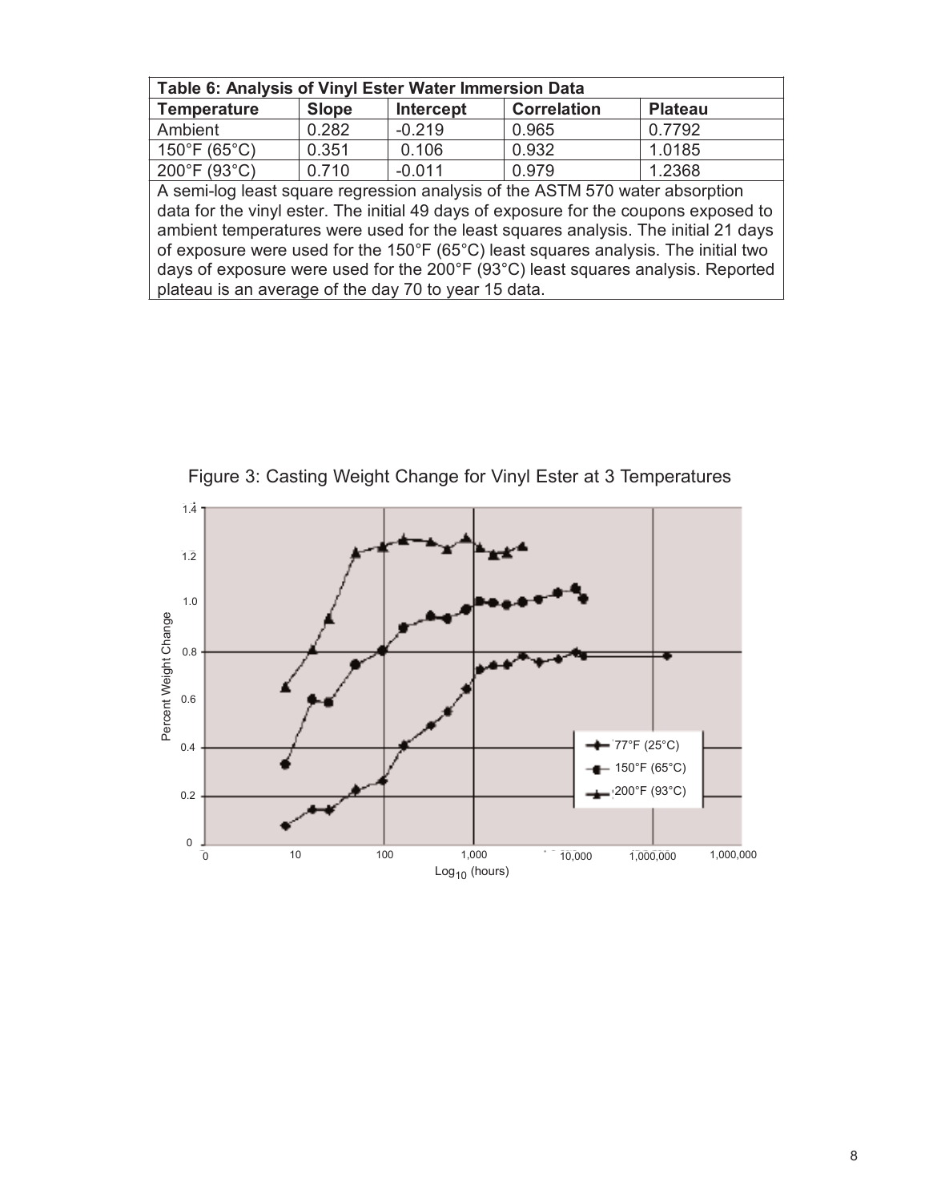| Table 6: Analysis of Vinyl Ester Water Immersion Data | | | | |
|---|---|---|---|---|
| **Temperature** | **Slope** | **Intercept** | **Correlation** | **Plateau** |
| Ambient | 0.282 | -0.219 | 0.965 | 0.7792 |
| 150°F (65°C) | 0.351 | 0.106 | 0.932 | 1.0185 |
| 200°F (93°C) | 0.710 | -0.011 | 0.979 | 1.2368 |

A semi-log least square regression analysis of the ASTM 570 water absorption data for the vinyl ester. The initial 49 days of exposure for the coupons exposed to ambient temperatures were used for the least squares analysis. The initial 21 days of exposure were used for the 150°F (65°C) least squares analysis. The initial two days of exposure were used for the 200°F (93°C) least squares analysis. Reported plateau is an average of the day 70 to year 15 data.

Figure 3: Casting Weight Change for Vinyl Ester at 3 Temperatures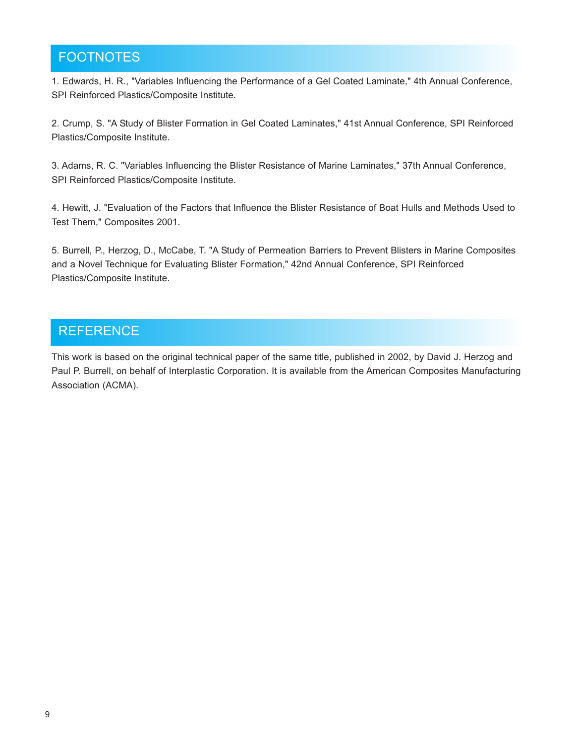## FOOTNOTES

1. Edwards, H. R., "Variables Influencing the Performance of a Gel Coated Laminate," 4th Annual Conference, SPI Reinforced Plastics/Composite Institute.

2. Crump, S. "A Study of Blister Formation in Gel Coated Laminates," 41st Annual Conference, SPI Reinforced Plastics/Composite Institute.

3. Adams, R. C. "Variables Influencing the Blister Resistance of Marine Laminates," 37th Annual Conference, SPI Reinforced Plastics/Composite Institute.

4. Hewitt, J. "Evaluation of the Factors that Influence the Blister Resistance of Boat Hulls and Methods Used to Test Them," Composites 2001.

5. Burrell, P., Herzog, D., McCabe, T. "A Study of Permeation Barriers to Prevent Blisters in Marine Composites and a Novel Technique for Evaluating Blister Formation," 42nd Annual Conference, SPI Reinforced Plastics/Composite Institute.

## REFERENCE

This work is based on the original technical paper of the same title, published in 2002, by David J. Herzog and Paul P. Burrell, on behalf of Interplastic Corporation. It is available from the American Composites Manufacturing Association (ACMA).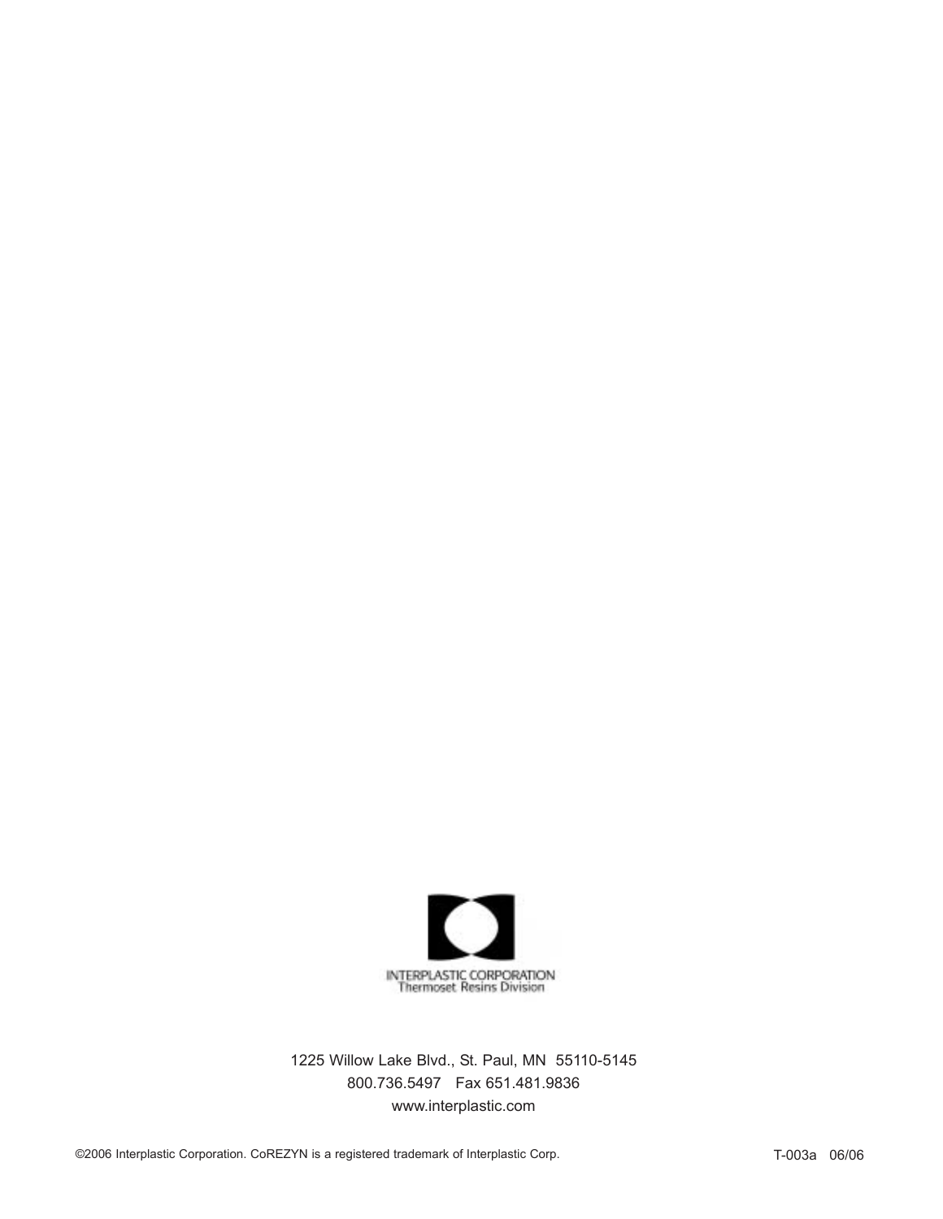INTERPLASTIC CORPORATION
Thermoset Resins Division

1225 Willow Lake Blvd., St. Paul, MN 55110-5145
800.736.5497 Fax 651.481.9836
www.interplastic.com

©2006 Interplastic Corporation. CoREZYN is a registered trademark of Interplastic Corp.

T-003a 06/06